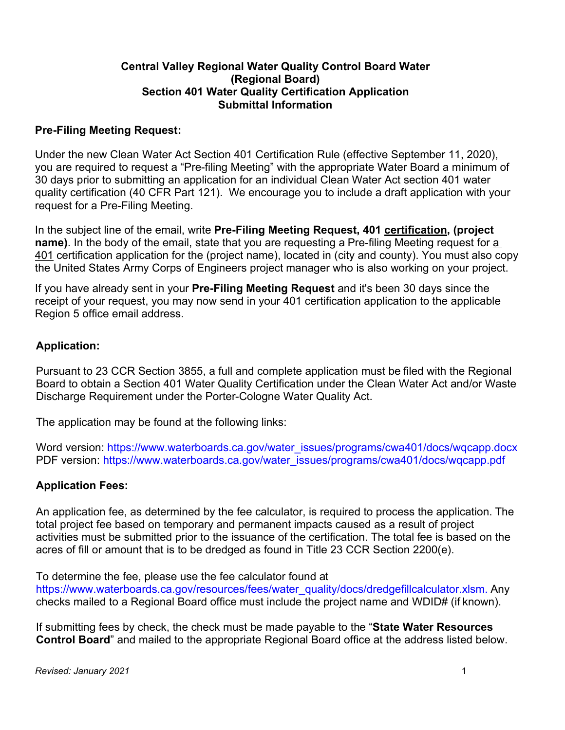**Central Valley Regional Water Quality Control Board Water (Regional Board)**
**Section 401 Water Quality Certification Application**
**Submittal Information**

**Pre-Filing Meeting Request:**

Under the new Clean Water Act Section 401 Certification Rule (effective September 11, 2020), you are required to request a "Pre-filing Meeting" with the appropriate Water Board a minimum of 30 days prior to submitting an application for an individual Clean Water Act section 401 water quality certification (40 CFR Part 121). We encourage you to include a draft application with your request for a Pre-Filing Meeting.

In the subject line of the email, write **Pre-Filing Meeting Request, 401 certification, (project name)**. In the body of the email, state that you are requesting a Pre-filing Meeting request for a 401 certification application for the (project name), located in (city and county). You must also copy the United States Army Corps of Engineers project manager who is also working on your project.

If you have already sent in your **Pre-Filing Meeting Request** and it's been 30 days since the receipt of your request, you may now send in your 401 certification application to the applicable Region 5 office email address.

**Application:**

Pursuant to 23 CCR Section 3855, a full and complete application must be filed with the Regional Board to obtain a Section 401 Water Quality Certification under the Clean Water Act and/or Waste Discharge Requirement under the Porter-Cologne Water Quality Act.

The application may be found at the following links:

Word version: https://www.waterboards.ca.gov/water_issues/programs/cwa401/docs/wqcapp.docx
PDF version: https://www.waterboards.ca.gov/water_issues/programs/cwa401/docs/wqcapp.pdf

**Application Fees:**

An application fee, as determined by the fee calculator, is required to process the application. The total project fee based on temporary and permanent impacts caused as a result of project activities must be submitted prior to the issuance of the certification. The total fee is based on the acres of fill or amount that is to be dredged as found in Title 23 CCR Section 2200(e).

To determine the fee, please use the fee calculator found at https://www.waterboards.ca.gov/resources/fees/water_quality/docs/dredgefillcalculator.xlsm. Any checks mailed to a Regional Board office must include the project name and WDID# (if known).

If submitting fees by check, the check must be made payable to the "**State Water Resources Control Board**" and mailed to the appropriate Regional Board office at the address listed below.

*Revised: January 2021*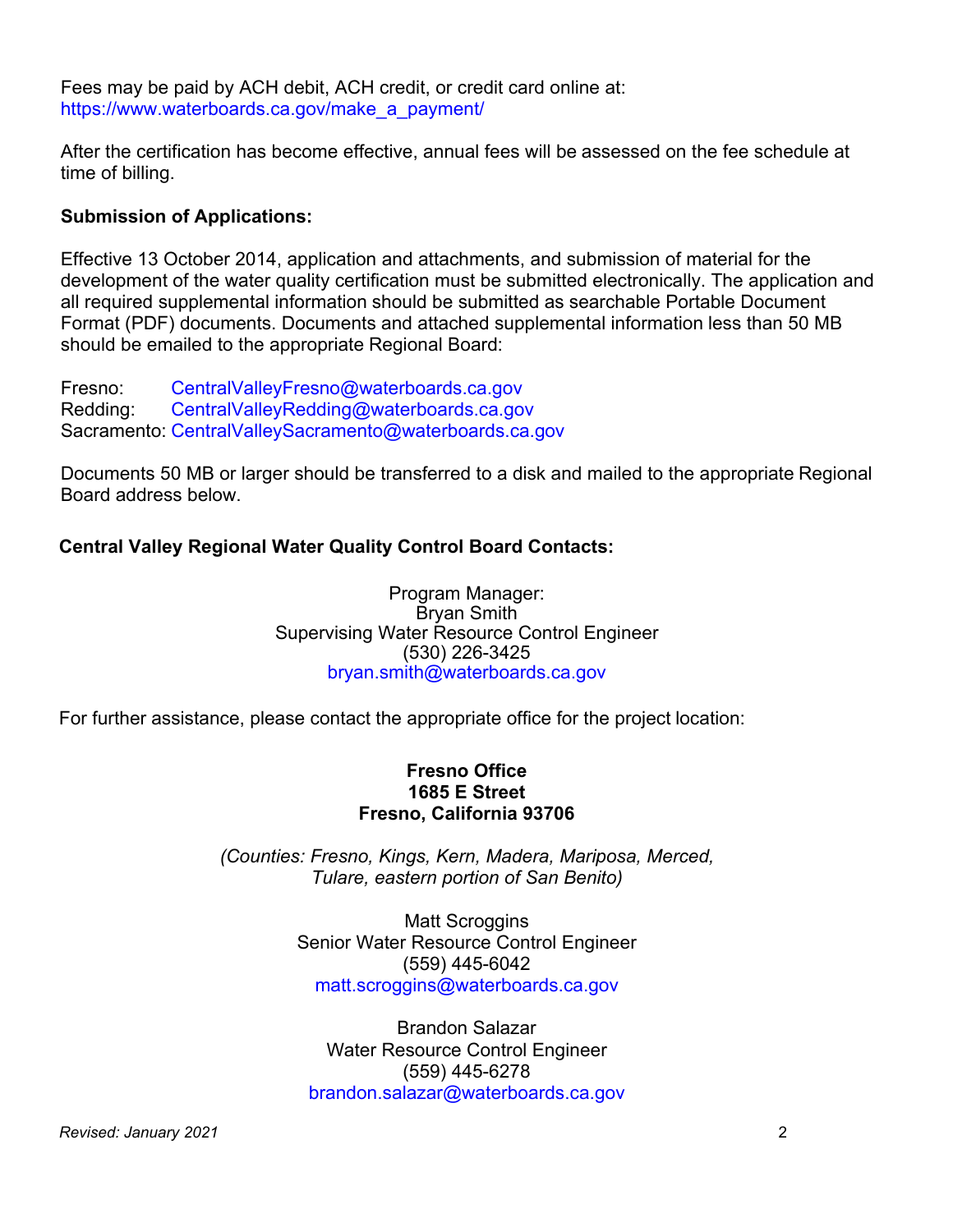Fees may be paid by ACH debit, ACH credit, or credit card online at: https://www.waterboards.ca.gov/make_a_payment/

After the certification has become effective, annual fees will be assessed on the fee schedule at time of billing.

**Submission of Applications:**

Effective 13 October 2014, application and attachments, and submission of material for the development of the water quality certification must be submitted electronically. The application and all required supplemental information should be submitted as searchable Portable Document Format (PDF) documents. Documents and attached supplemental information less than 50 MB should be emailed to the appropriate Regional Board:

Fresno: CentralValleyFresno@waterboards.ca.gov
Redding: CentralValleyRedding@waterboards.ca.gov
Sacramento: CentralValleySacramento@waterboards.ca.gov

Documents 50 MB or larger should be transferred to a disk and mailed to the appropriate Regional Board address below.

**Central Valley Regional Water Quality Control Board Contacts:**

Program Manager:
Bryan Smith
Supervising Water Resource Control Engineer
(530) 226-3425
bryan.smith@waterboards.ca.gov

For further assistance, please contact the appropriate office for the project location:

**Fresno Office**
**1685 E Street**
**Fresno, California 93706**

*(Counties: Fresno, Kings, Kern, Madera, Mariposa, Merced, Tulare, eastern portion of San Benito)*

Matt Scroggins
Senior Water Resource Control Engineer
(559) 445-6042
matt.scroggins@waterboards.ca.gov

Brandon Salazar
Water Resource Control Engineer
(559) 445-6278
brandon.salazar@waterboards.ca.gov

*Revised: January 2021*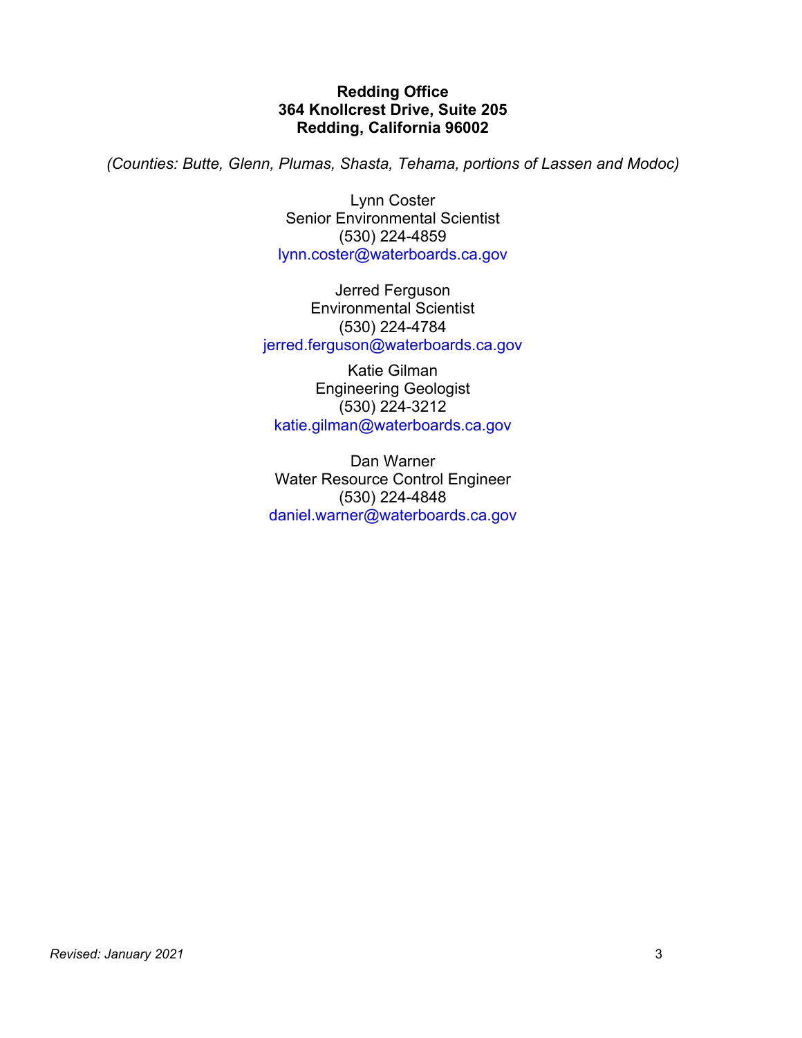**Redding Office**
**364 Knollcrest Drive, Suite 205**
**Redding, California 96002**

*(Counties: Butte, Glenn, Plumas, Shasta, Tehama, portions of Lassen and Modoc)*

Lynn Coster
Senior Environmental Scientist
(530) 224-4859
lynn.coster@waterboards.ca.gov

Jerred Ferguson
Environmental Scientist
(530) 224-4784
jerred.ferguson@waterboards.ca.gov

Katie Gilman
Engineering Geologist
(530) 224-3212
katie.gilman@waterboards.ca.gov

Dan Warner
Water Resource Control Engineer
(530) 224-4848
daniel.warner@waterboards.ca.gov

*Revised: January 2021*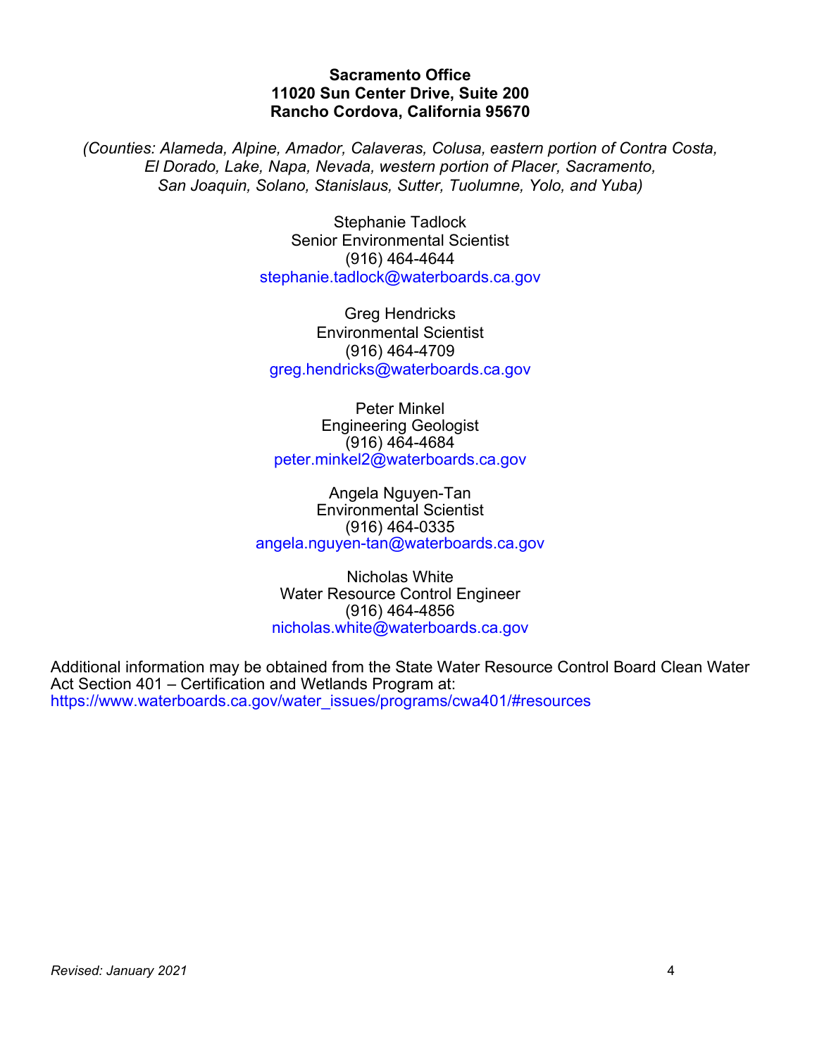**Sacramento Office**
**11020 Sun Center Drive, Suite 200**
**Rancho Cordova, California 95670**

*(Counties: Alameda, Alpine, Amador, Calaveras, Colusa, eastern portion of Contra Costa, El Dorado, Lake, Napa, Nevada, western portion of Placer, Sacramento, San Joaquin, Solano, Stanislaus, Sutter, Tuolumne, Yolo, and Yuba)*

Stephanie Tadlock
Senior Environmental Scientist
(916) 464-4644
stephanie.tadlock@waterboards.ca.gov

Greg Hendricks
Environmental Scientist
(916) 464-4709
greg.hendricks@waterboards.ca.gov

Peter Minkel
Engineering Geologist
(916) 464-4684
peter.minkel2@waterboards.ca.gov

Angela Nguyen-Tan
Environmental Scientist
(916) 464-0335
angela.nguyen-tan@waterboards.ca.gov

Nicholas White
Water Resource Control Engineer
(916) 464-4856
nicholas.white@waterboards.ca.gov

Additional information may be obtained from the State Water Resource Control Board Clean Water Act Section 401 – Certification and Wetlands Program at:
https://www.waterboards.ca.gov/water_issues/programs/cwa401/#resources

*Revised: January 2021*